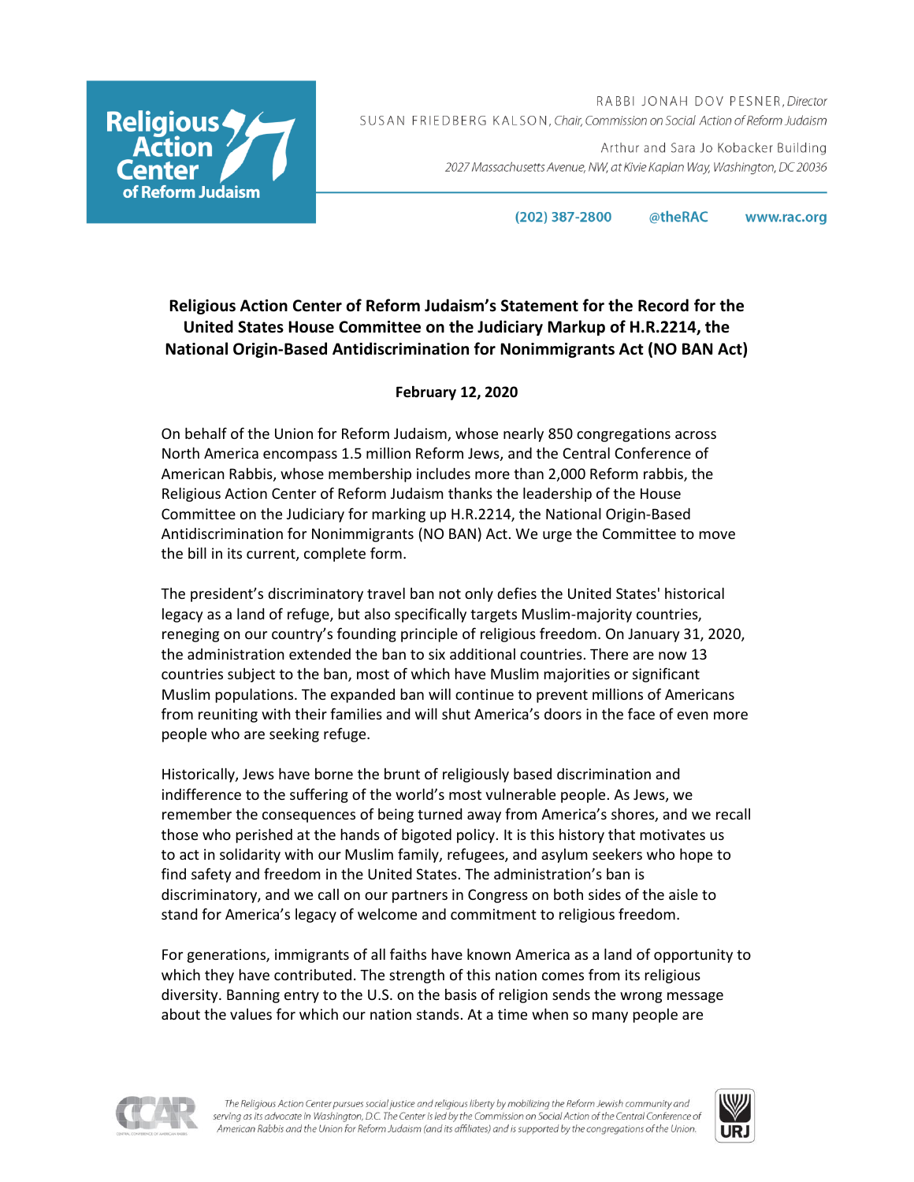Religious Action Center of Reform Judaism

RABBI JONAH DOV PESNER, *Director*
SUSAN FRIEDBERG KALSON, *Chair, Commission on Social Action of Reform Judaism*

Arthur and Sara Jo Kobacker Building
*2027 Massachusetts Avenue, NW, at Kivie Kaplan Way, Washington, DC 20036*

(202) 387-2800 @theRAC www.rac.org

**Religious Action Center of Reform Judaism's Statement for the Record for the United States House Committee on the Judiciary Markup of H.R.2214, the National Origin-Based Antidiscrimination for Nonimmigrants Act (NO BAN Act)**

**February 12, 2020**

On behalf of the Union for Reform Judaism, whose nearly 850 congregations across North America encompass 1.5 million Reform Jews, and the Central Conference of American Rabbis, whose membership includes more than 2,000 Reform rabbis, the Religious Action Center of Reform Judaism thanks the leadership of the House Committee on the Judiciary for marking up H.R.2214, the National Origin-Based Antidiscrimination for Nonimmigrants (NO BAN) Act. We urge the Committee to move the bill in its current, complete form.

The president's discriminatory travel ban not only defies the United States' historical legacy as a land of refuge, but also specifically targets Muslim-majority countries, reneging on our country's founding principle of religious freedom. On January 31, 2020, the administration extended the ban to six additional countries. There are now 13 countries subject to the ban, most of which have Muslim majorities or significant Muslim populations. The expanded ban will continue to prevent millions of Americans from reuniting with their families and will shut America's doors in the face of even more people who are seeking refuge.

Historically, Jews have borne the brunt of religiously based discrimination and indifference to the suffering of the world's most vulnerable people. As Jews, we remember the consequences of being turned away from America's shores, and we recall those who perished at the hands of bigoted policy. It is this history that motivates us to act in solidarity with our Muslim family, refugees, and asylum seekers who hope to find safety and freedom in the United States. The administration's ban is discriminatory, and we call on our partners in Congress on both sides of the aisle to stand for America's legacy of welcome and commitment to religious freedom.

For generations, immigrants of all faiths have known America as a land of opportunity to which they have contributed. The strength of this nation comes from its religious diversity. Banning entry to the U.S. on the basis of religion sends the wrong message about the values for which our nation stands. At a time when so many people are

*The Religious Action Center pursues social justice and religious liberty by mobilizing the Reform Jewish community and serving as its advocate in Washington, D.C. The Center is led by the Commission on Social Action of the Central Conference of American Rabbis and the Union for Reform Judaism (and its affiliates) and is supported by the congregations of the Union.*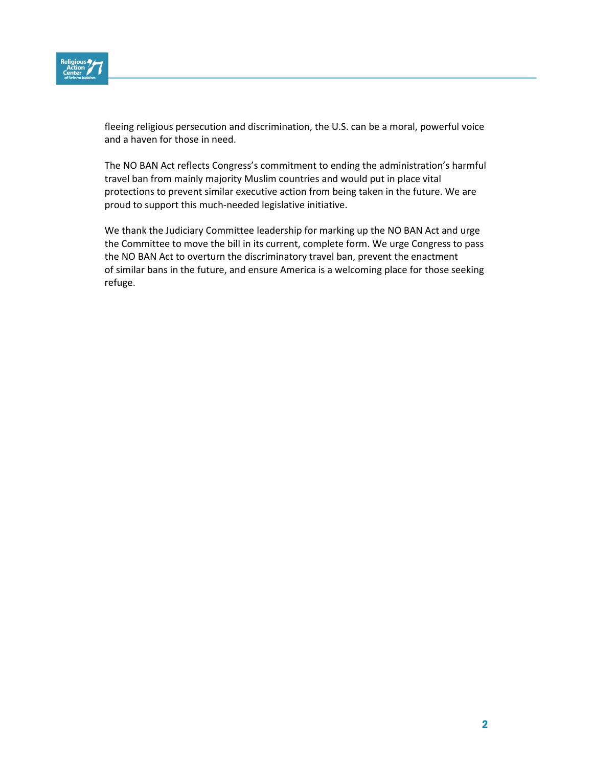fleeing religious persecution and discrimination, the U.S. can be a moral, powerful voice and a haven for those in need.

The NO BAN Act reflects Congress's commitment to ending the administration's harmful travel ban from mainly majority Muslim countries and would put in place vital protections to prevent similar executive action from being taken in the future. We are proud to support this much-needed legislative initiative.

We thank the Judiciary Committee leadership for marking up the NO BAN Act and urge the Committee to move the bill in its current, complete form. We urge Congress to pass the NO BAN Act to overturn the discriminatory travel ban, prevent the enactment of similar bans in the future, and ensure America is a welcoming place for those seeking refuge.